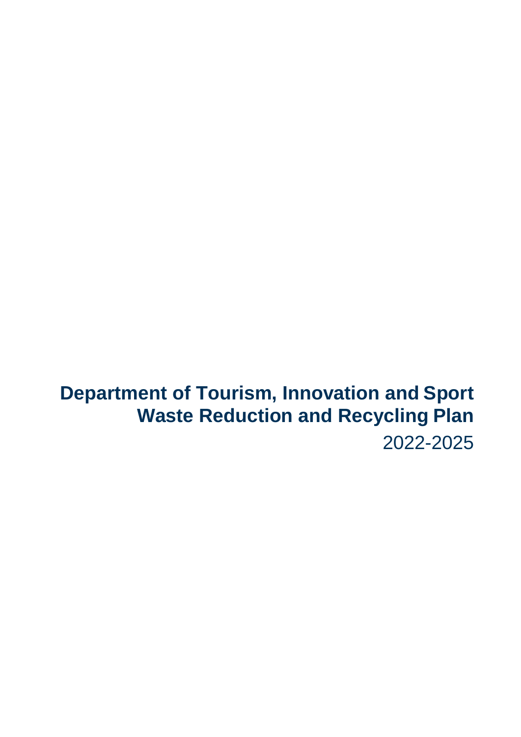# Department of Tourism, Innovation and Sport Waste Reduction and Recycling Plan

2022-2025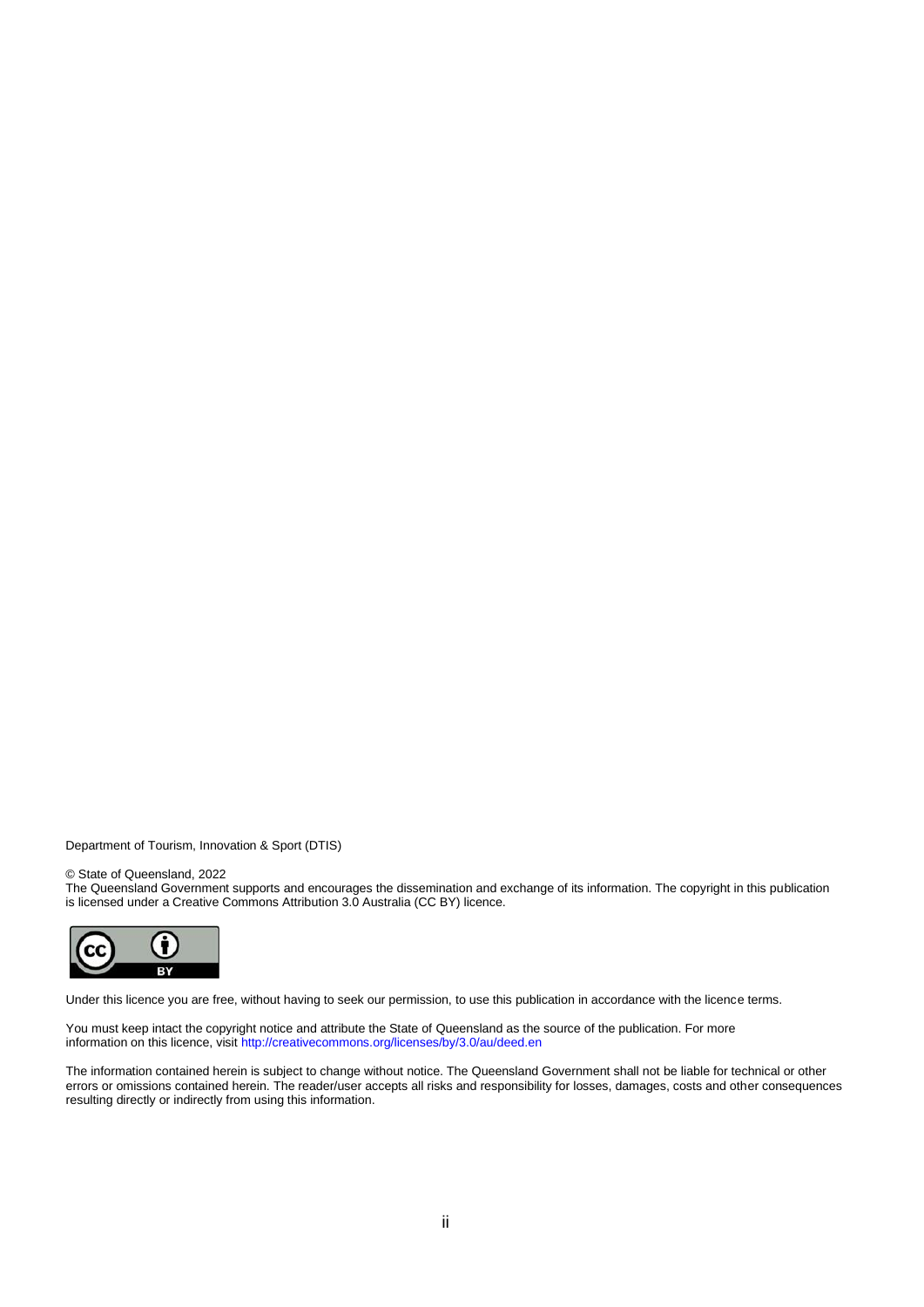Department of Tourism, Innovation & Sport (DTIS)

© State of Queensland, 2022

The Queensland Government supports and encourages the dissemination and exchange of its information. The copyright in this publication is licensed under a Creative Commons Attribution 3.0 Australia (CC BY) licence.

Under this licence you are free, without having to seek our permission, to use this publication in accordance with the licence terms.

You must keep intact the copyright notice and attribute the State of Queensland as the source of the publication. For more information on this licence, visit http://creativecommons.org/licenses/by/3.0/au/deed.en

The information contained herein is subject to change without notice. The Queensland Government shall not be liable for technical or other errors or omissions contained herein. The reader/user accepts all risks and responsibility for losses, damages, costs and other consequences resulting directly or indirectly from using this information.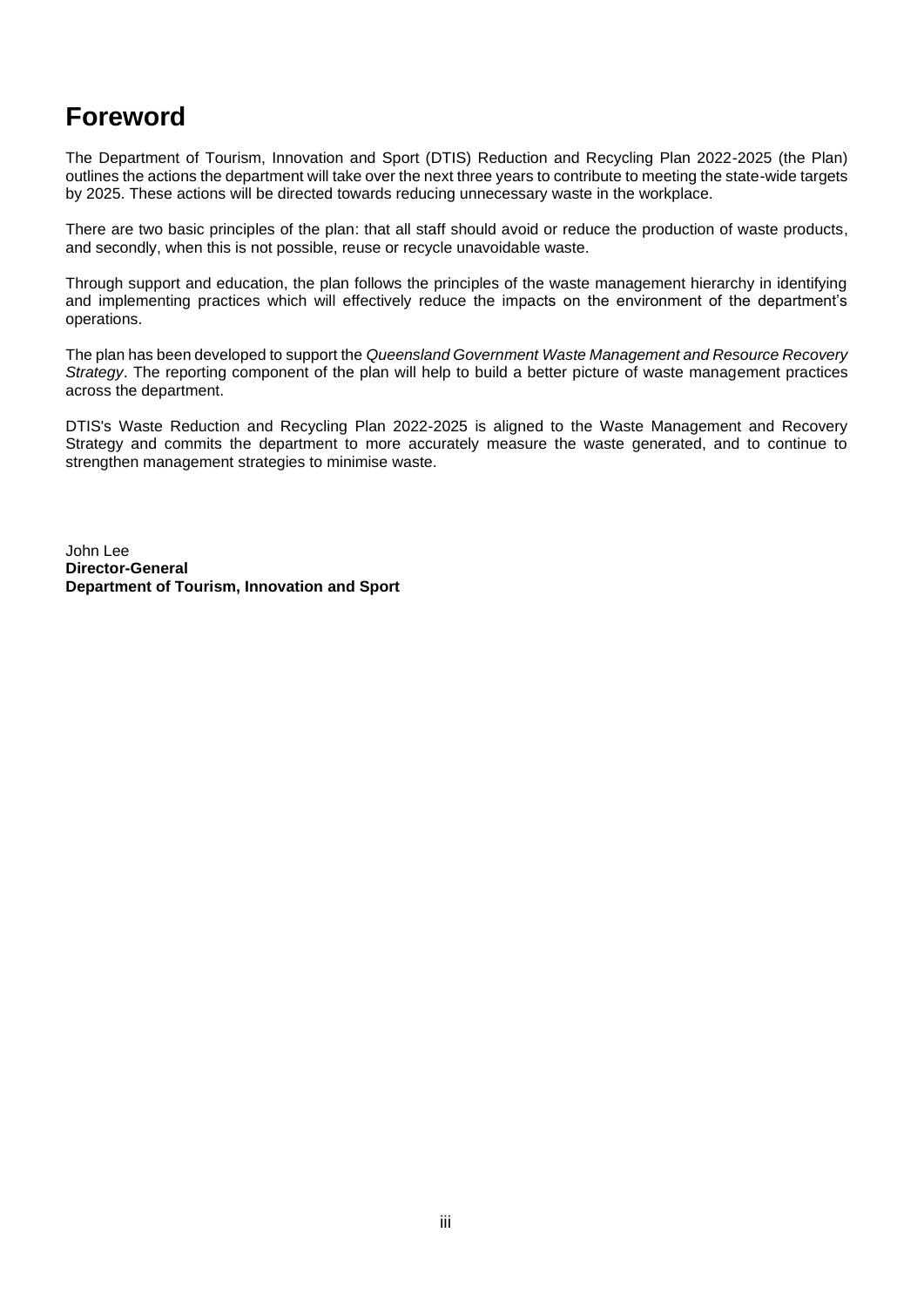# Foreword

The Department of Tourism, Innovation and Sport (DTIS) Reduction and Recycling Plan 2022-2025 (the Plan) outlines the actions the department will take over the next three years to contribute to meeting the state-wide targets by 2025. These actions will be directed towards reducing unnecessary waste in the workplace.

There are two basic principles of the plan: that all staff should avoid or reduce the production of waste products, and secondly, when this is not possible, reuse or recycle unavoidable waste.

Through support and education, the plan follows the principles of the waste management hierarchy in identifying and implementing practices which will effectively reduce the impacts on the environment of the department's operations.

The plan has been developed to support the *Queensland Government Waste Management and Resource Recovery Strategy*. The reporting component of the plan will help to build a better picture of waste management practices across the department.

DTIS's Waste Reduction and Recycling Plan 2022-2025 is aligned to the Waste Management and Recovery Strategy and commits the department to more accurately measure the waste generated, and to continue to strengthen management strategies to minimise waste.

John Lee
**Director-General**
**Department of Tourism, Innovation and Sport**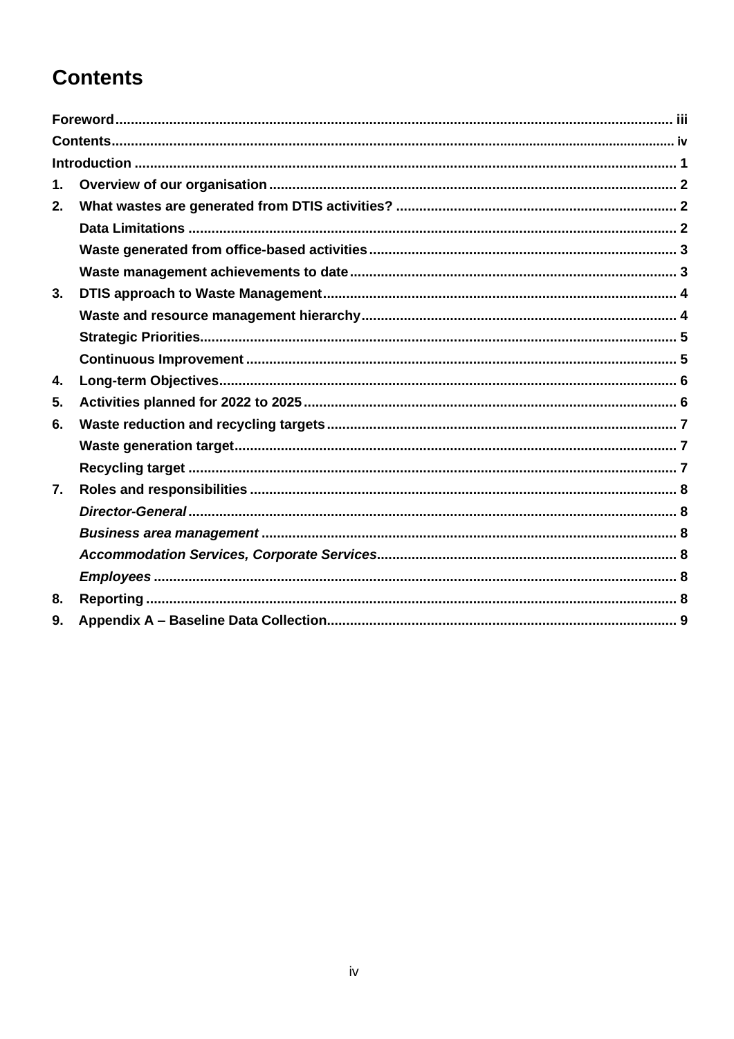# Contents

**Foreword** ..... iii
**Contents** ..... iv
**Introduction** ..... 1
1. **Overview of our organisation** ..... 2
2. **What wastes are generated from DTIS activities?** ..... 2
   - **Data Limitations** ..... 2
   - **Waste generated from office-based activities** ..... 3
   - **Waste management achievements to date** ..... 3
3. **DTIS approach to Waste Management** ..... 4
   - **Waste and resource management hierarchy** ..... 4
   - **Strategic Priorities** ..... 5
   - **Continuous Improvement** ..... 5
4. **Long-term Objectives** ..... 6
5. **Activities planned for 2022 to 2025** ..... 6
6. **Waste reduction and recycling targets** ..... 7
   - **Waste generation target** ..... 7
   - **Recycling target** ..... 7
7. **Roles and responsibilities** ..... 8
   - ***Director-General*** ..... 8
   - ***Business area management*** ..... 8
   - ***Accommodation Services, Corporate Services*** ..... 8
   - ***Employees*** ..... 8
8. **Reporting** ..... 8
9. **Appendix A – Baseline Data Collection** ..... 9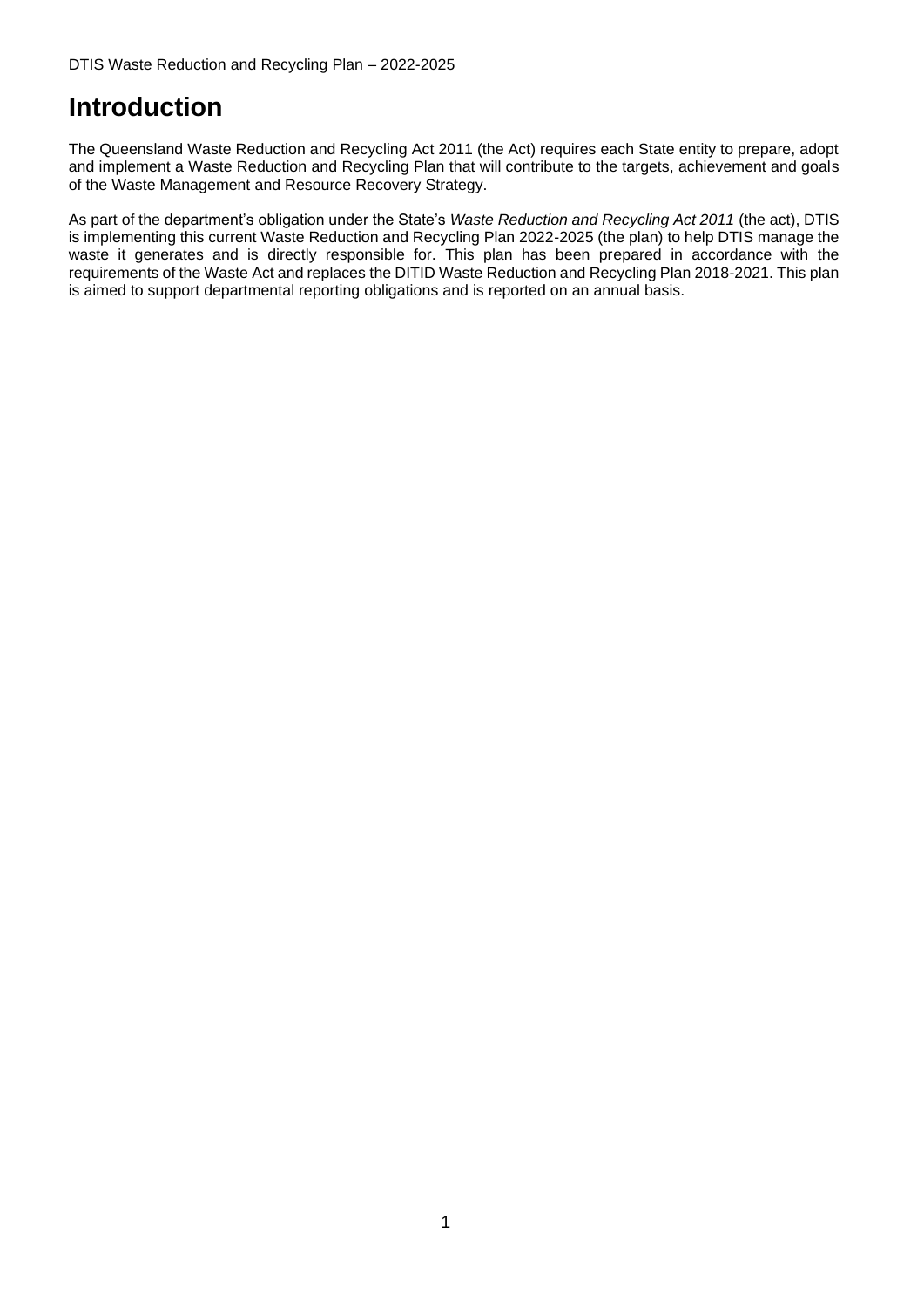# Introduction

The Queensland Waste Reduction and Recycling Act 2011 (the Act) requires each State entity to prepare, adopt and implement a Waste Reduction and Recycling Plan that will contribute to the targets, achievement and goals of the Waste Management and Resource Recovery Strategy.

As part of the department's obligation under the State's *Waste Reduction and Recycling Act 2011* (the act), DTIS is implementing this current Waste Reduction and Recycling Plan 2022-2025 (the plan) to help DTIS manage the waste it generates and is directly responsible for. This plan has been prepared in accordance with the requirements of the Waste Act and replaces the DITID Waste Reduction and Recycling Plan 2018-2021. This plan is aimed to support departmental reporting obligations and is reported on an annual basis.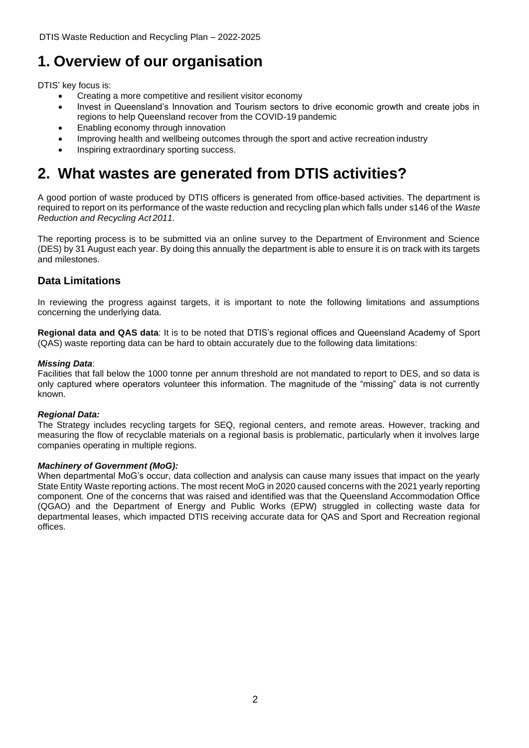# 1. Overview of our organisation

DTIS' key focus is:

- Creating a more competitive and resilient visitor economy
- Invest in Queensland's Innovation and Tourism sectors to drive economic growth and create jobs in regions to help Queensland recover from the COVID-19 pandemic
- Enabling economy through innovation
- Improving health and wellbeing outcomes through the sport and active recreation industry
- Inspiring extraordinary sporting success.

# 2. What wastes are generated from DTIS activities?

A good portion of waste produced by DTIS officers is generated from office-based activities. The department is required to report on its performance of the waste reduction and recycling plan which falls under s146 of the *Waste Reduction and Recycling Act 2011*.

The reporting process is to be submitted via an online survey to the Department of Environment and Science (DES) by 31 August each year. By doing this annually the department is able to ensure it is on track with its targets and milestones.

## Data Limitations

In reviewing the progress against targets, it is important to note the following limitations and assumptions concerning the underlying data.

**Regional data and QAS data**: It is to be noted that DTIS's regional offices and Queensland Academy of Sport (QAS) waste reporting data can be hard to obtain accurately due to the following data limitations:

***Missing Data***:
Facilities that fall below the 1000 tonne per annum threshold are not mandated to report to DES, and so data is only captured where operators volunteer this information. The magnitude of the "missing" data is not currently known.

***Regional Data:***
The Strategy includes recycling targets for SEQ, regional centers, and remote areas. However, tracking and measuring the flow of recyclable materials on a regional basis is problematic, particularly when it involves large companies operating in multiple regions.

***Machinery of Government (MoG):***
When departmental MoG's occur, data collection and analysis can cause many issues that impact on the yearly State Entity Waste reporting actions. The most recent MoG in 2020 caused concerns with the 2021 yearly reporting component. One of the concerns that was raised and identified was that the Queensland Accommodation Office (QGAO) and the Department of Energy and Public Works (EPW) struggled in collecting waste data for departmental leases, which impacted DTIS receiving accurate data for QAS and Sport and Recreation regional offices.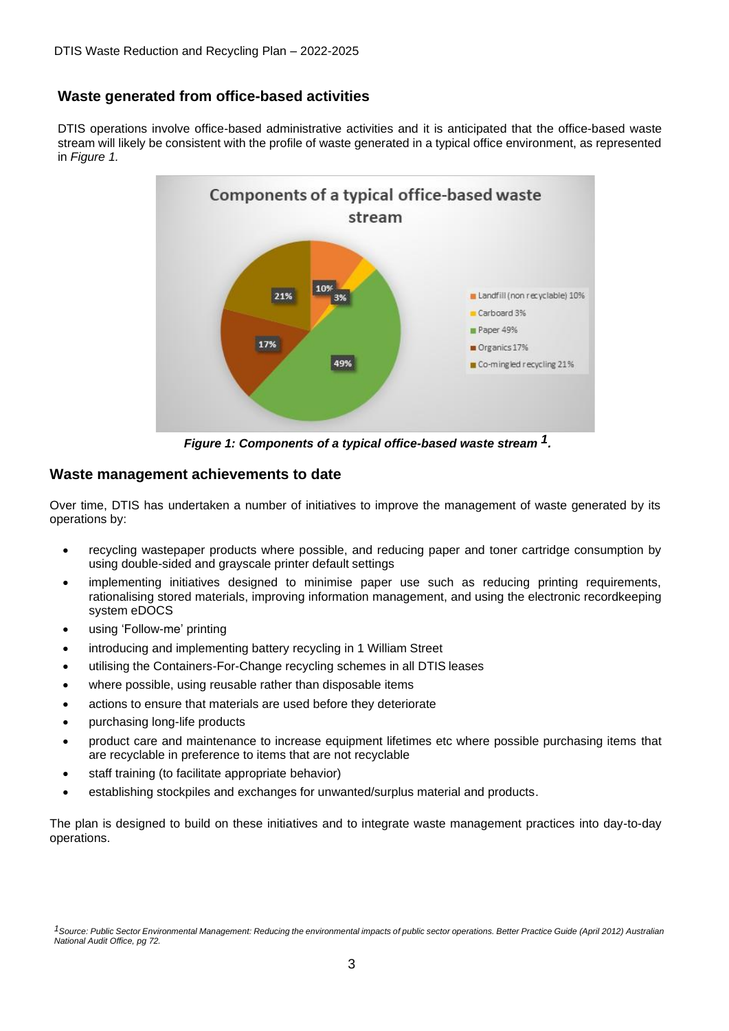## Waste generated from office-based activities

DTIS operations involve office-based administrative activities and it is anticipated that the office-based waste stream will likely be consistent with the profile of waste generated in a typical office environment, as represented in *Figure 1.*

***Figure 1: Components of a typical office-based waste stream [1].***

## Waste management achievements to date

Over time, DTIS has undertaken a number of initiatives to improve the management of waste generated by its operations by:

- recycling wastepaper products where possible, and reducing paper and toner cartridge consumption by using double-sided and grayscale printer default settings
- implementing initiatives designed to minimise paper use such as reducing printing requirements, rationalising stored materials, improving information management, and using the electronic recordkeeping system eDOCS
- using 'Follow-me' printing
- introducing and implementing battery recycling in 1 William Street
- utilising the Containers-For-Change recycling schemes in all DTIS leases
- where possible, using reusable rather than disposable items
- actions to ensure that materials are used before they deteriorate
- purchasing long-life products
- product care and maintenance to increase equipment lifetimes etc where possible purchasing items that are recyclable in preference to items that are not recyclable
- staff training (to facilitate appropriate behavior)
- establishing stockpiles and exchanges for unwanted/surplus material and products.

The plan is designed to build on these initiatives and to integrate waste management practices into day-to-day operations.

[1] *Source: Public Sector Environmental Management: Reducing the environmental impacts of public sector operations. Better Practice Guide (April 2012) Australian National Audit Office, pg 72.*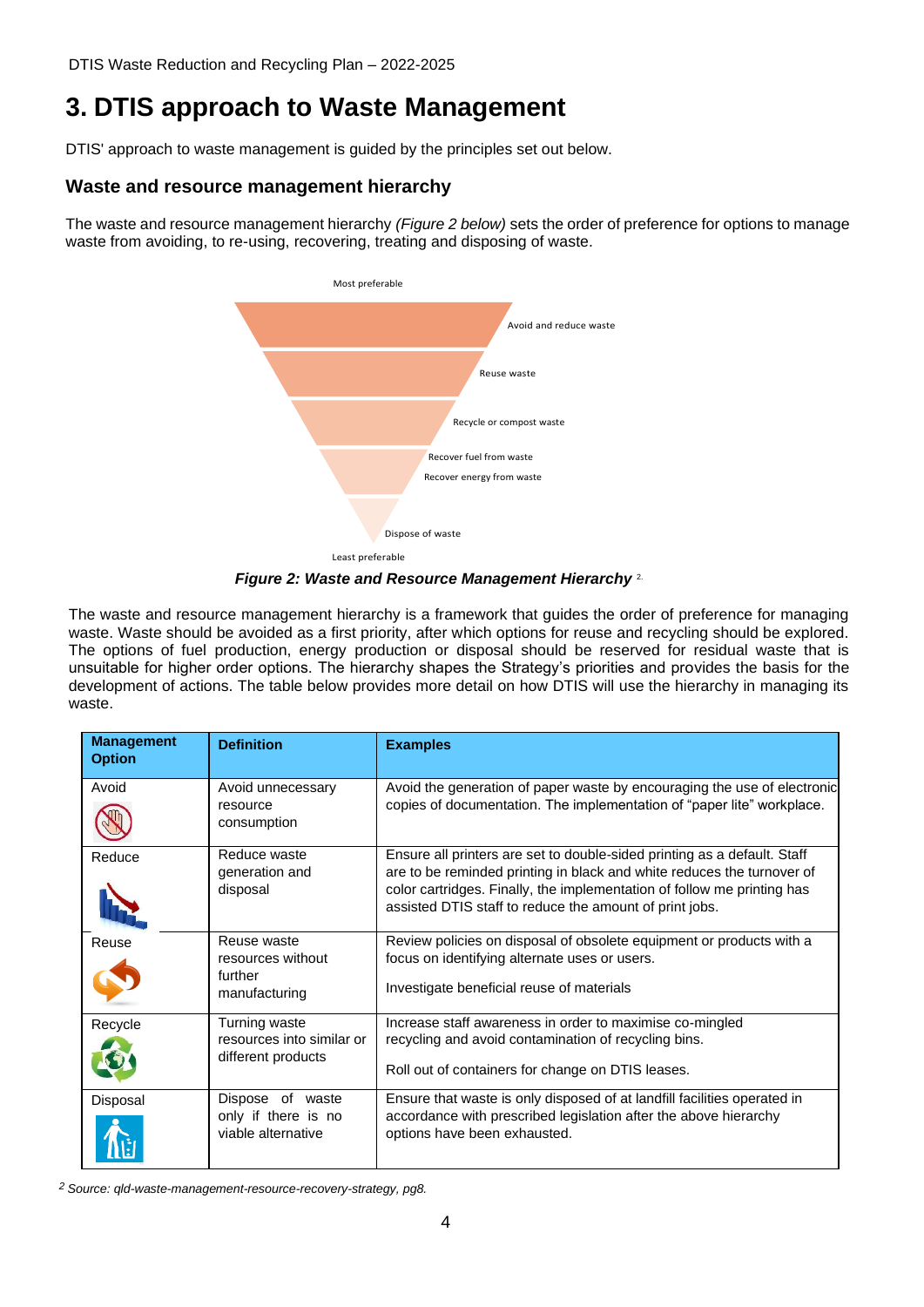# 3. DTIS approach to Waste Management

DTIS' approach to waste management is guided by the principles set out below.

## Waste and resource management hierarchy

The waste and resource management hierarchy *(Figure 2 below)* sets the order of preference for options to manage waste from avoiding, to re-using, recovering, treating and disposing of waste.

Most preferable

Avoid and reduce waste

Reuse waste

Recycle or compost waste

Recover fuel from waste

Recover energy from waste

Dispose of waste

Least preferable

***Figure 2: Waste and Resource Management Hierarchy*** [2]

The waste and resource management hierarchy is a framework that guides the order of preference for managing waste. Waste should be avoided as a first priority, after which options for reuse and recycling should be explored. The options of fuel production, energy production or disposal should be reserved for residual waste that is unsuitable for higher order options. The hierarchy shapes the Strategy's priorities and provides the basis for the development of actions. The table below provides more detail on how DTIS will use the hierarchy in managing its waste.

| Management Option | Definition | Examples |
|---|---|---|
| Avoid | Avoid unnecessary resource consumption | Avoid the generation of paper waste by encouraging the use of electronic copies of documentation. The implementation of "paper lite" workplace. |
| Reduce | Reduce waste generation and disposal | Ensure all printers are set to double-sided printing as a default. Staff are to be reminded printing in black and white reduces the turnover of color cartridges. Finally, the implementation of follow me printing has assisted DTIS staff to reduce the amount of print jobs. |
| Reuse | Reuse waste resources without further manufacturing | Review policies on disposal of obsolete equipment or products with a focus on identifying alternate uses or users.<br><br>Investigate beneficial reuse of materials |
| Recycle | Turning waste resources into similar or different products | Increase staff awareness in order to maximise co-mingled recycling and avoid contamination of recycling bins.<br><br>Roll out of containers for change on DTIS leases. |
| Disposal | Dispose of waste only if there is no viable alternative | Ensure that waste is only disposed of at landfill facilities operated in accordance with prescribed legislation after the above hierarchy options have been exhausted. |

[2] *Source: qld-waste-management-resource-recovery-strategy, pg8.*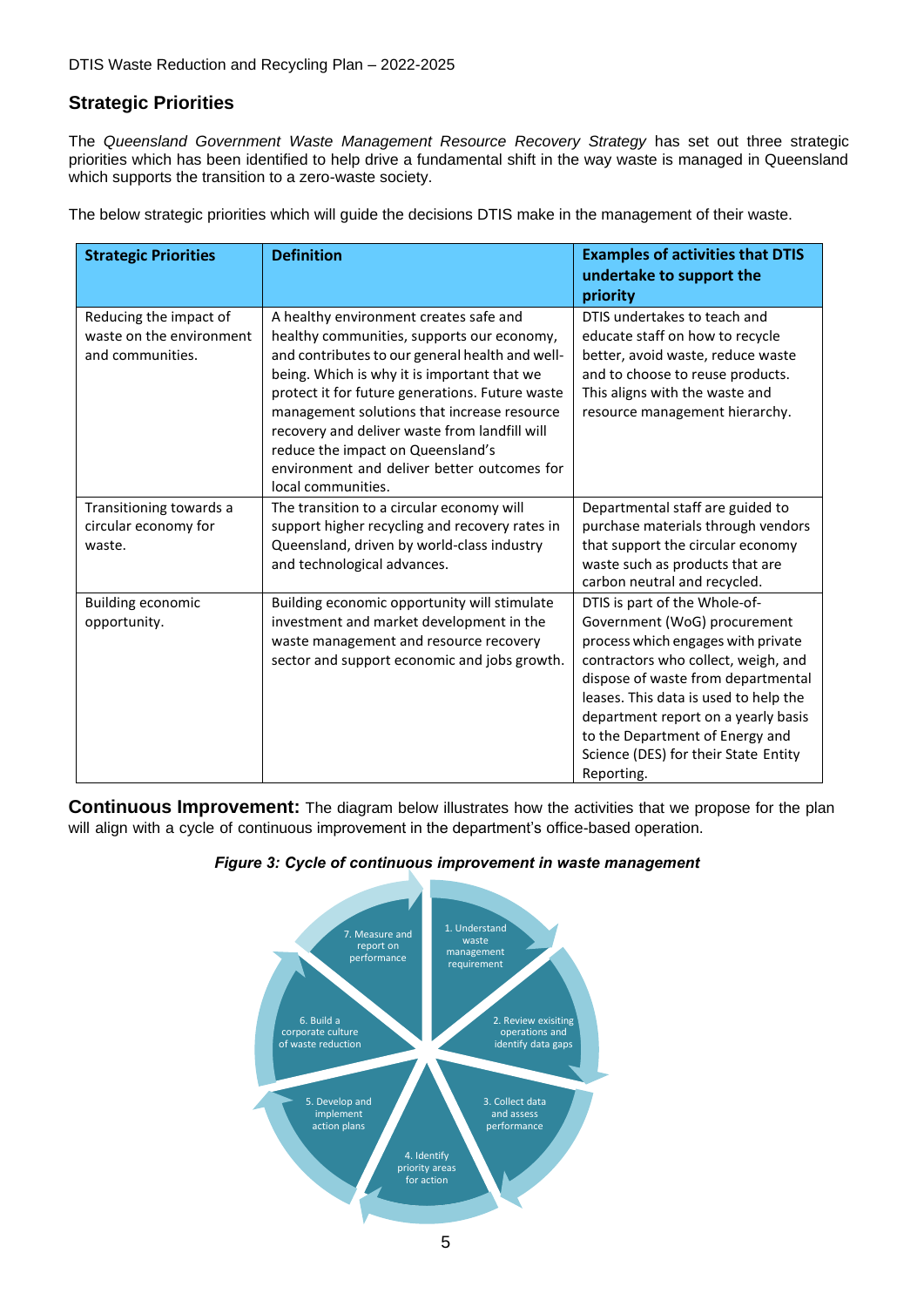## Strategic Priorities

The *Queensland Government Waste Management Resource Recovery Strategy* has set out three strategic priorities which has been identified to help drive a fundamental shift in the way waste is managed in Queensland which supports the transition to a zero-waste society.

The below strategic priorities which will guide the decisions DTIS make in the management of their waste.

| Strategic Priorities | Definition | Examples of activities that DTIS undertake to support the priority |
|---|---|---|
| Reducing the impact of waste on the environment and communities. | A healthy environment creates safe and healthy communities, supports our economy, and contributes to our general health and well-being. Which is why it is important that we protect it for future generations. Future waste management solutions that increase resource recovery and deliver waste from landfill will reduce the impact on Queensland's environment and deliver better outcomes for local communities. | DTIS undertakes to teach and educate staff on how to recycle better, avoid waste, reduce waste and to choose to reuse products. This aligns with the waste and resource management hierarchy. |
| Transitioning towards a circular economy for waste. | The transition to a circular economy will support higher recycling and recovery rates in Queensland, driven by world-class industry and technological advances. | Departmental staff are guided to purchase materials through vendors that support the circular economy waste such as products that are carbon neutral and recycled. |
| Building economic opportunity. | Building economic opportunity will stimulate investment and market development in the waste management and resource recovery sector and support economic and jobs growth. | DTIS is part of the Whole-of-Government (WoG) procurement process which engages with private contractors who collect, weigh, and dispose of waste from departmental leases. This data is used to help the department report on a yearly basis to the Department of Energy and Science (DES) for their State Entity Reporting. |

**Continuous Improvement:** The diagram below illustrates how the activities that we propose for the plan will align with a cycle of continuous improvement in the department's office-based operation.

***Figure 3: Cycle of continuous improvement in waste management***

1. Understand waste management requirement
2. Review exisiting operations and identify data gaps
3. Collect data and assess performance
4. Identify priority areas for action
5. Develop and implement action plans
6. Build a corporate culture of waste reduction
7. Measure and report on performance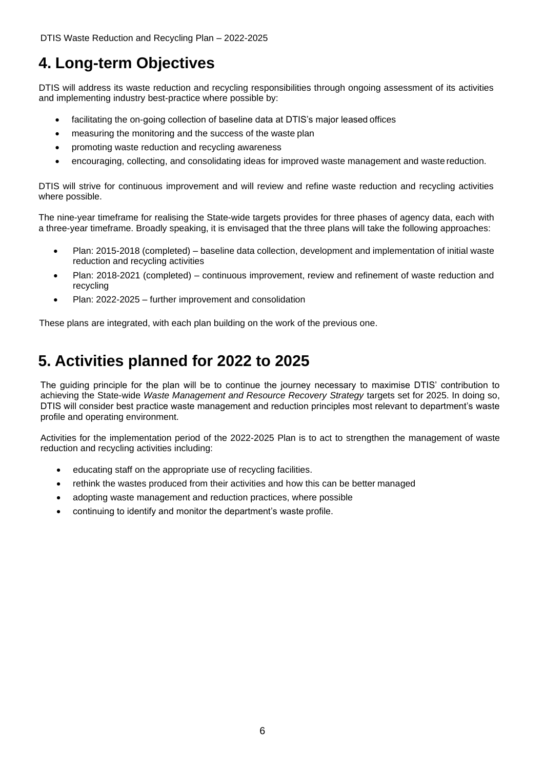# 4. Long-term Objectives

DTIS will address its waste reduction and recycling responsibilities through ongoing assessment of its activities and implementing industry best-practice where possible by:

- facilitating the on-going collection of baseline data at DTIS's major leased offices
- measuring the monitoring and the success of the waste plan
- promoting waste reduction and recycling awareness
- encouraging, collecting, and consolidating ideas for improved waste management and waste reduction.

DTIS will strive for continuous improvement and will review and refine waste reduction and recycling activities where possible.

The nine-year timeframe for realising the State-wide targets provides for three phases of agency data, each with a three-year timeframe. Broadly speaking, it is envisaged that the three plans will take the following approaches:

- Plan: 2015-2018 (completed) – baseline data collection, development and implementation of initial waste reduction and recycling activities
- Plan: 2018-2021 (completed) – continuous improvement, review and refinement of waste reduction and recycling
- Plan: 2022-2025 – further improvement and consolidation

These plans are integrated, with each plan building on the work of the previous one.

# 5. Activities planned for 2022 to 2025

The guiding principle for the plan will be to continue the journey necessary to maximise DTIS' contribution to achieving the State-wide *Waste Management and Resource Recovery Strategy* targets set for 2025. In doing so, DTIS will consider best practice waste management and reduction principles most relevant to department's waste profile and operating environment.

Activities for the implementation period of the 2022-2025 Plan is to act to strengthen the management of waste reduction and recycling activities including:

- educating staff on the appropriate use of recycling facilities.
- rethink the wastes produced from their activities and how this can be better managed
- adopting waste management and reduction practices, where possible
- continuing to identify and monitor the department's waste profile.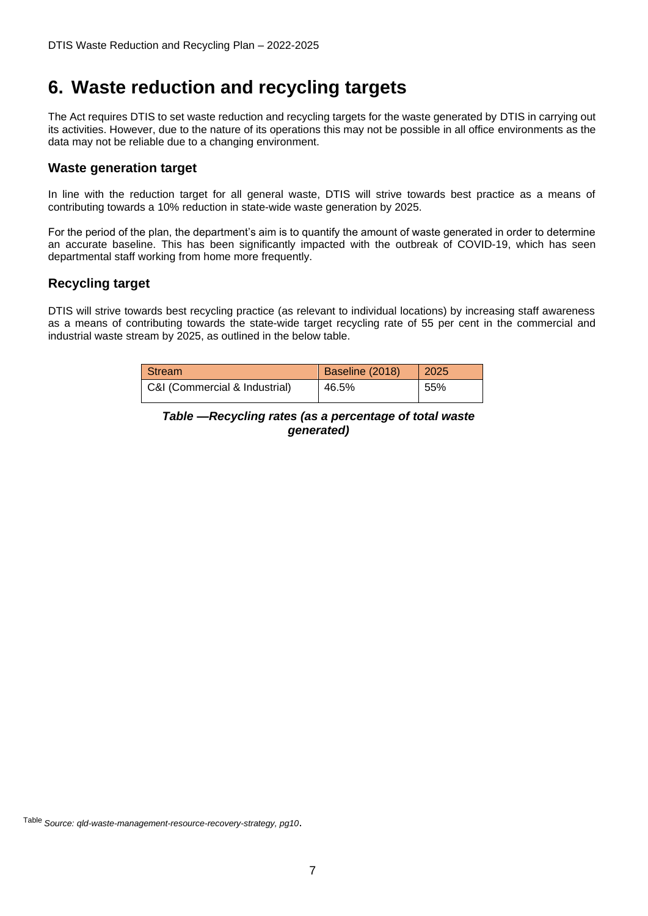# 6. Waste reduction and recycling targets

The Act requires DTIS to set waste reduction and recycling targets for the waste generated by DTIS in carrying out its activities. However, due to the nature of its operations this may not be possible in all office environments as the data may not be reliable due to a changing environment.

## Waste generation target

In line with the reduction target for all general waste, DTIS will strive towards best practice as a means of contributing towards a 10% reduction in state-wide waste generation by 2025.

For the period of the plan, the department's aim is to quantify the amount of waste generated in order to determine an accurate baseline. This has been significantly impacted with the outbreak of COVID-19, which has seen departmental staff working from home more frequently.

## Recycling target

DTIS will strive towards best recycling practice (as relevant to individual locations) by increasing staff awareness as a means of contributing towards the state-wide target recycling rate of 55 per cent in the commercial and industrial waste stream by 2025, as outlined in the below table.

| Stream | Baseline (2018) | 2025 |
|---|---|---|
| C&I (Commercial & Industrial) | 46.5% | 55% |

***Table —Recycling rates (as a percentage of total waste generated)***

Table *Source: qld-waste-management-resource-recovery-strategy, pg10*.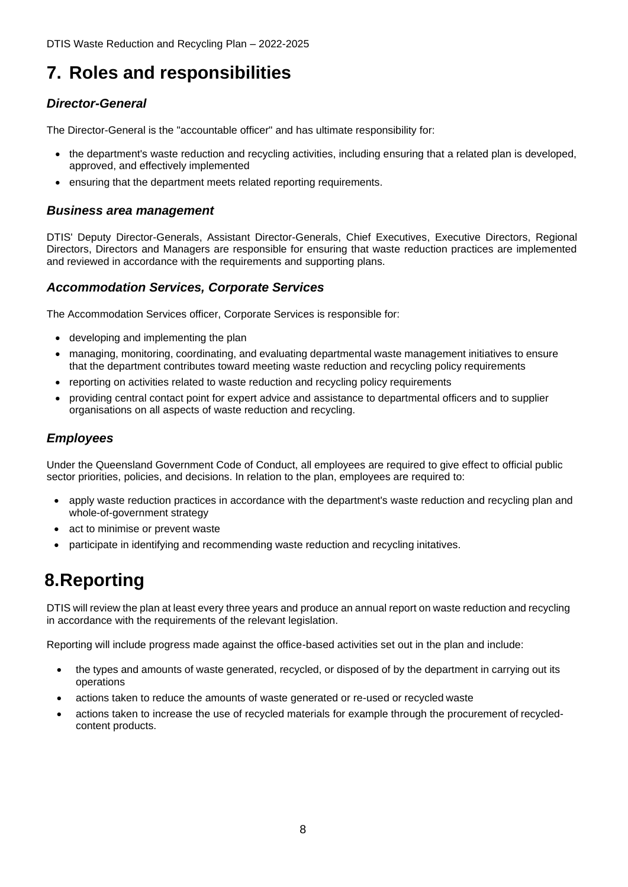# 7. Roles and responsibilities

### *Director-General*

The Director-General is the "accountable officer" and has ultimate responsibility for:

- the department's waste reduction and recycling activities, including ensuring that a related plan is developed, approved, and effectively implemented
- ensuring that the department meets related reporting requirements.

### *Business area management*

DTIS' Deputy Director-Generals, Assistant Director-Generals, Chief Executives, Executive Directors, Regional Directors, Directors and Managers are responsible for ensuring that waste reduction practices are implemented and reviewed in accordance with the requirements and supporting plans.

### *Accommodation Services, Corporate Services*

The Accommodation Services officer, Corporate Services is responsible for:

- developing and implementing the plan
- managing, monitoring, coordinating, and evaluating departmental waste management initiatives to ensure that the department contributes toward meeting waste reduction and recycling policy requirements
- reporting on activities related to waste reduction and recycling policy requirements
- providing central contact point for expert advice and assistance to departmental officers and to supplier organisations on all aspects of waste reduction and recycling.

### *Employees*

Under the Queensland Government Code of Conduct, all employees are required to give effect to official public sector priorities, policies, and decisions. In relation to the plan, employees are required to:

- apply waste reduction practices in accordance with the department's waste reduction and recycling plan and whole-of-government strategy
- act to minimise or prevent waste
- participate in identifying and recommending waste reduction and recycling initatives.

# 8.Reporting

DTIS will review the plan at least every three years and produce an annual report on waste reduction and recycling in accordance with the requirements of the relevant legislation.

Reporting will include progress made against the office-based activities set out in the plan and include:

- the types and amounts of waste generated, recycled, or disposed of by the department in carrying out its operations
- actions taken to reduce the amounts of waste generated or re-used or recycled waste
- actions taken to increase the use of recycled materials for example through the procurement of recycled-content products.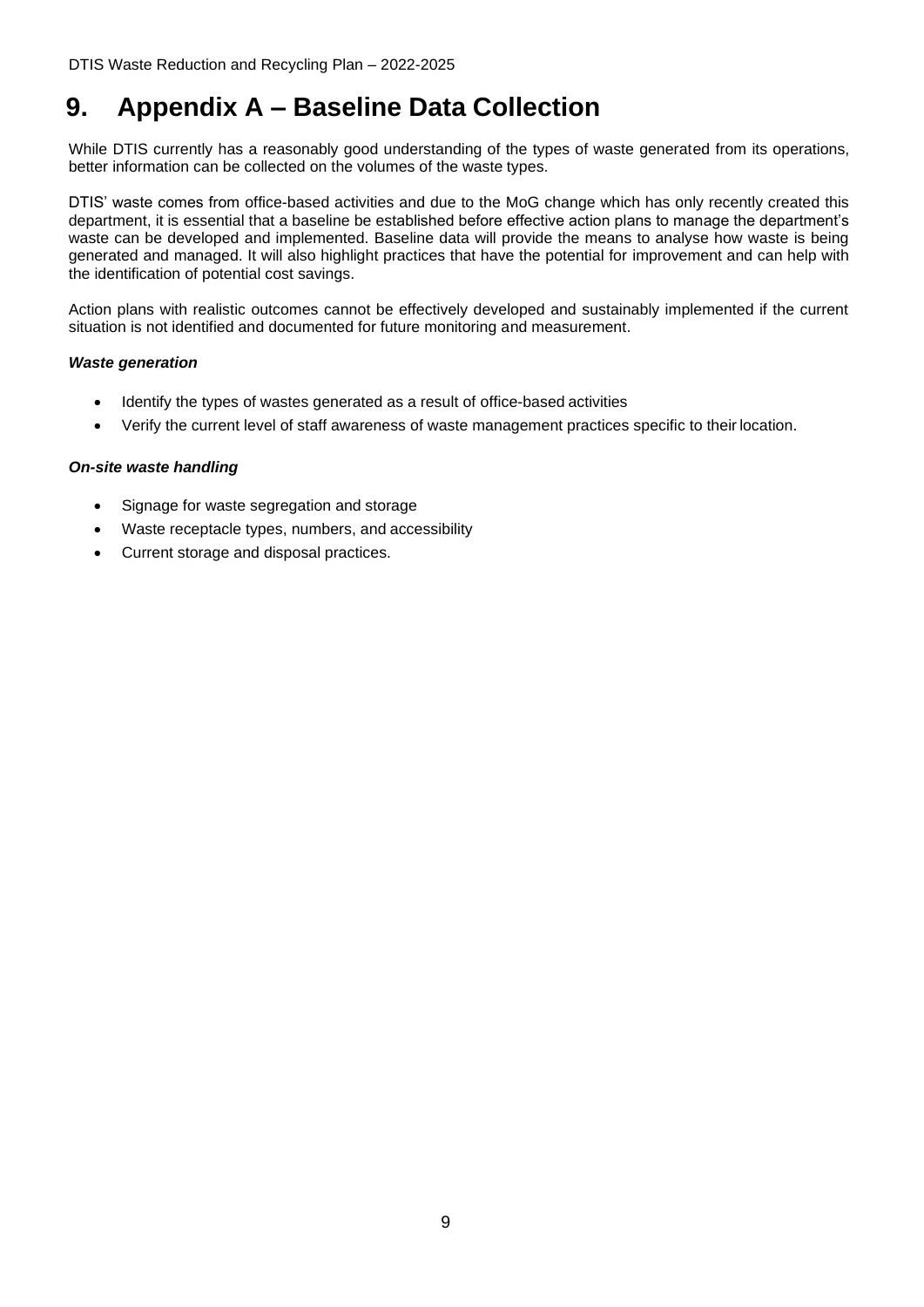# 9. Appendix A – Baseline Data Collection

While DTIS currently has a reasonably good understanding of the types of waste generated from its operations, better information can be collected on the volumes of the waste types.

DTIS' waste comes from office-based activities and due to the MoG change which has only recently created this department, it is essential that a baseline be established before effective action plans to manage the department's waste can be developed and implemented. Baseline data will provide the means to analyse how waste is being generated and managed. It will also highlight practices that have the potential for improvement and can help with the identification of potential cost savings.

Action plans with realistic outcomes cannot be effectively developed and sustainably implemented if the current situation is not identified and documented for future monitoring and measurement.

***Waste generation***

- Identify the types of wastes generated as a result of office-based activities
- Verify the current level of staff awareness of waste management practices specific to their location.

***On-site waste handling***

- Signage for waste segregation and storage
- Waste receptacle types, numbers, and accessibility
- Current storage and disposal practices.